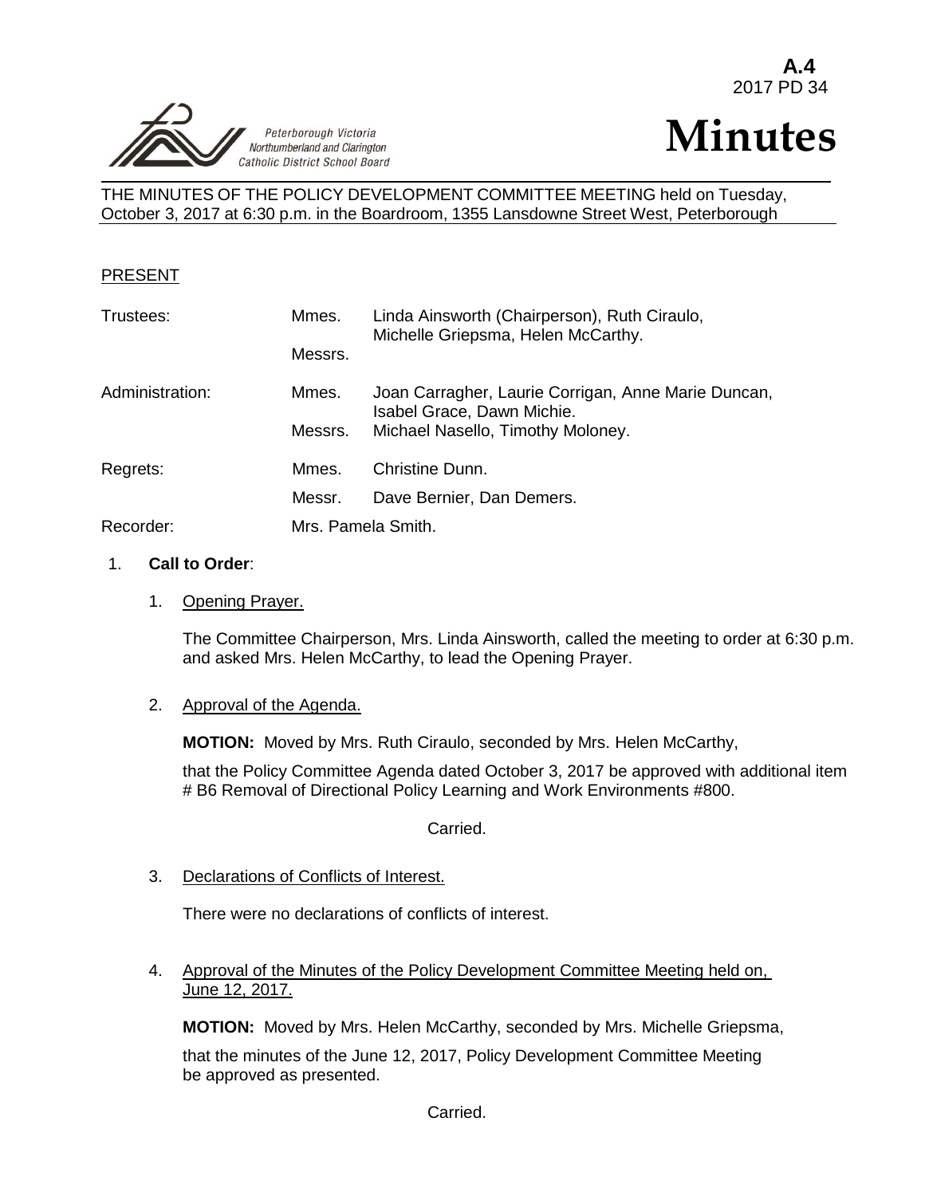A.4
2017 PD 34

Peterborough Victoria Northumberland and Clarington Catholic District School Board

# Minutes

THE MINUTES OF THE POLICY DEVELOPMENT COMMITTEE MEETING held on Tuesday, October 3, 2017 at 6:30 p.m. in the Boardroom, 1355 Lansdowne Street West, Peterborough

PRESENT

| | | |
|---|---|---|
| Trustees: | Mmes. | Linda Ainsworth (Chairperson), Ruth Ciraulo, Michelle Griepsma, Helen McCarthy. |
| | Messrs. | |
| Administration: | Mmes. | Joan Carragher, Laurie Corrigan, Anne Marie Duncan, Isabel Grace, Dawn Michie. |
| | Messrs. | Michael Nasello, Timothy Moloney. |
| Regrets: | Mmes. | Christine Dunn. |
| | Messr. | Dave Bernier, Dan Demers. |
| Recorder: | Mrs. Pamela Smith. | |

1. **Call to Order**:

   1. Opening Prayer.

      The Committee Chairperson, Mrs. Linda Ainsworth, called the meeting to order at 6:30 p.m. and asked Mrs. Helen McCarthy, to lead the Opening Prayer.

   2. Approval of the Agenda.

      **MOTION:** Moved by Mrs. Ruth Ciraulo, seconded by Mrs. Helen McCarthy,

      that the Policy Committee Agenda dated October 3, 2017 be approved with additional item # B6 Removal of Directional Policy Learning and Work Environments #800.

      Carried.

   3. Declarations of Conflicts of Interest.

      There were no declarations of conflicts of interest.

   4. Approval of the Minutes of the Policy Development Committee Meeting held on, June 12, 2017.

      **MOTION:** Moved by Mrs. Helen McCarthy, seconded by Mrs. Michelle Griepsma,

      that the minutes of the June 12, 2017, Policy Development Committee Meeting be approved as presented.

      Carried.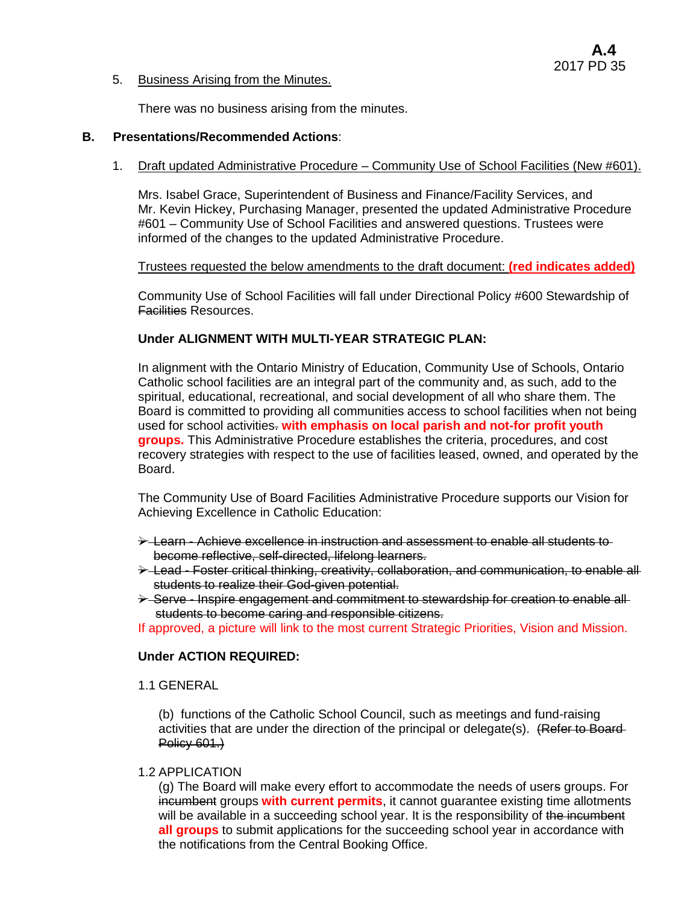5. Business Arising from the Minutes.

There was no business arising from the minutes.

**B. Presentations/Recommended Actions**:

1. Draft updated Administrative Procedure – Community Use of School Facilities (New #601).

Mrs. Isabel Grace, Superintendent of Business and Finance/Facility Services, and Mr. Kevin Hickey, Purchasing Manager, presented the updated Administrative Procedure #601 – Community Use of School Facilities and answered questions. Trustees were informed of the changes to the updated Administrative Procedure.

Trustees requested the below amendments to the draft document: **(red indicates added)**

Community Use of School Facilities will fall under Directional Policy #600 Stewardship of ~~Facilities~~ Resources.

**Under ALIGNMENT WITH MULTI-YEAR STRATEGIC PLAN:**

In alignment with the Ontario Ministry of Education, Community Use of Schools, Ontario Catholic school facilities are an integral part of the community and, as such, add to the spiritual, educational, recreational, and social development of all who share them. The Board is committed to providing all communities access to school facilities when not being used for school activities~~.~~ **with emphasis on local parish and not-for profit youth groups.** This Administrative Procedure establishes the criteria, procedures, and cost recovery strategies with respect to the use of facilities leased, owned, and operated by the Board.

The Community Use of Board Facilities Administrative Procedure supports our Vision for Achieving Excellence in Catholic Education:

- ~~Learn - Achieve excellence in instruction and assessment to enable all students to become reflective, self-directed, lifelong learners.~~
- ~~Lead - Foster critical thinking, creativity, collaboration, and communication, to enable all students to realize their God-given potential.~~
- ~~Serve - Inspire engagement and commitment to stewardship for creation to enable all students to become caring and responsible citizens.~~

If approved, a picture will link to the most current Strategic Priorities, Vision and Mission.

**Under ACTION REQUIRED:**

1.1 GENERAL

(b) functions of the Catholic School Council, such as meetings and fund-raising activities that are under the direction of the principal or delegate(s). ~~(Refer to Board Policy 601.)~~

1.2 APPLICATION

(g) The Board will make every effort to accommodate the needs of user~~s~~ groups. For ~~incumbent~~ groups **with current permits**, it cannot guarantee existing time allotments will be available in a succeeding school year. It is the responsibility of ~~the incumbent~~ **all groups** to submit applications for the succeeding school year in accordance with the notifications from the Central Booking Office.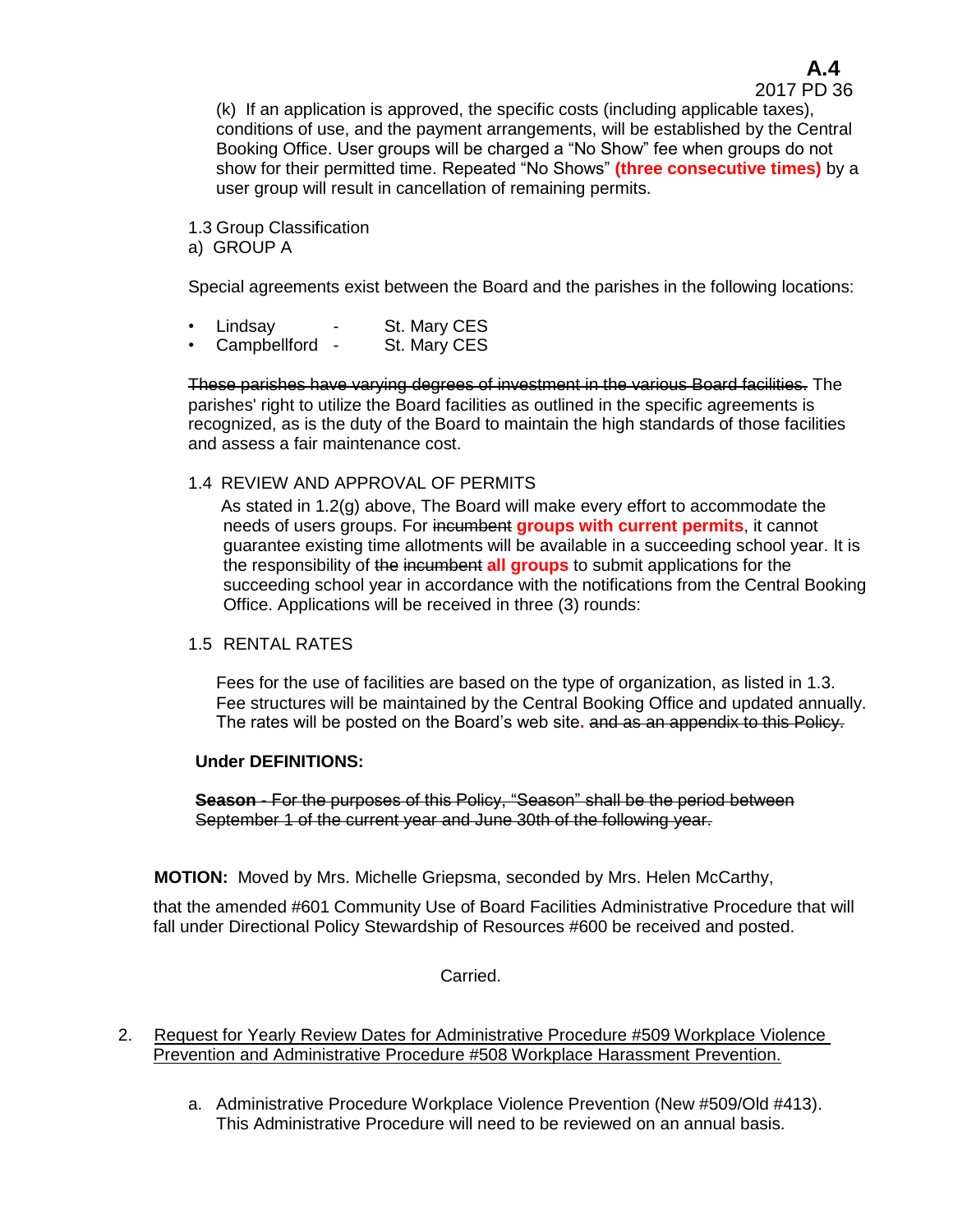(k) If an application is approved, the specific costs (including applicable taxes), conditions of use, and the payment arrangements, will be established by the Central Booking Office. User groups will be charged a "No Show" fee when groups do not show for their permitted time. Repeated "No Shows" **(three consecutive times)** by a user group will result in cancellation of remaining permits.

1.3 Group Classification

a) GROUP A

Special agreements exist between the Board and the parishes in the following locations:

- Lindsay - St. Mary CES
- Campbellford - St. Mary CES

~~These parishes have varying degrees of investment in the various Board facilities.~~ The parishes' right to utilize the Board facilities as outlined in the specific agreements is recognized, as is the duty of the Board to maintain the high standards of those facilities and assess a fair maintenance cost.

1.4 REVIEW AND APPROVAL OF PERMITS

As stated in 1.2(g) above, The Board will make every effort to accommodate the needs of users groups. For ~~incumbent~~ **groups with current permits**, it cannot guarantee existing time allotments will be available in a succeeding school year. It is the responsibility of ~~the~~ ~~incumbent~~ **all groups** to submit applications for the succeeding school year in accordance with the notifications from the Central Booking Office. Applications will be received in three (3) rounds:

1.5 RENTAL RATES

Fees for the use of facilities are based on the type of organization, as listed in 1.3. Fee structures will be maintained by the Central Booking Office and updated annually. The rates will be posted on the Board's web site**.** ~~and as an appendix to this Policy.~~

**Under DEFINITIONS:**

~~**Season** - For the purposes of this Policy, "Season" shall be the period between September 1 of the current year and June 30th of the following year.~~

**MOTION:** Moved by Mrs. Michelle Griepsma, seconded by Mrs. Helen McCarthy,

that the amended #601 Community Use of Board Facilities Administrative Procedure that will fall under Directional Policy Stewardship of Resources #600 be received and posted.

Carried.

2. Request for Yearly Review Dates for Administrative Procedure #509 Workplace Violence Prevention and Administrative Procedure #508 Workplace Harassment Prevention.

   a. Administrative Procedure Workplace Violence Prevention (New #509/Old #413). This Administrative Procedure will need to be reviewed on an annual basis.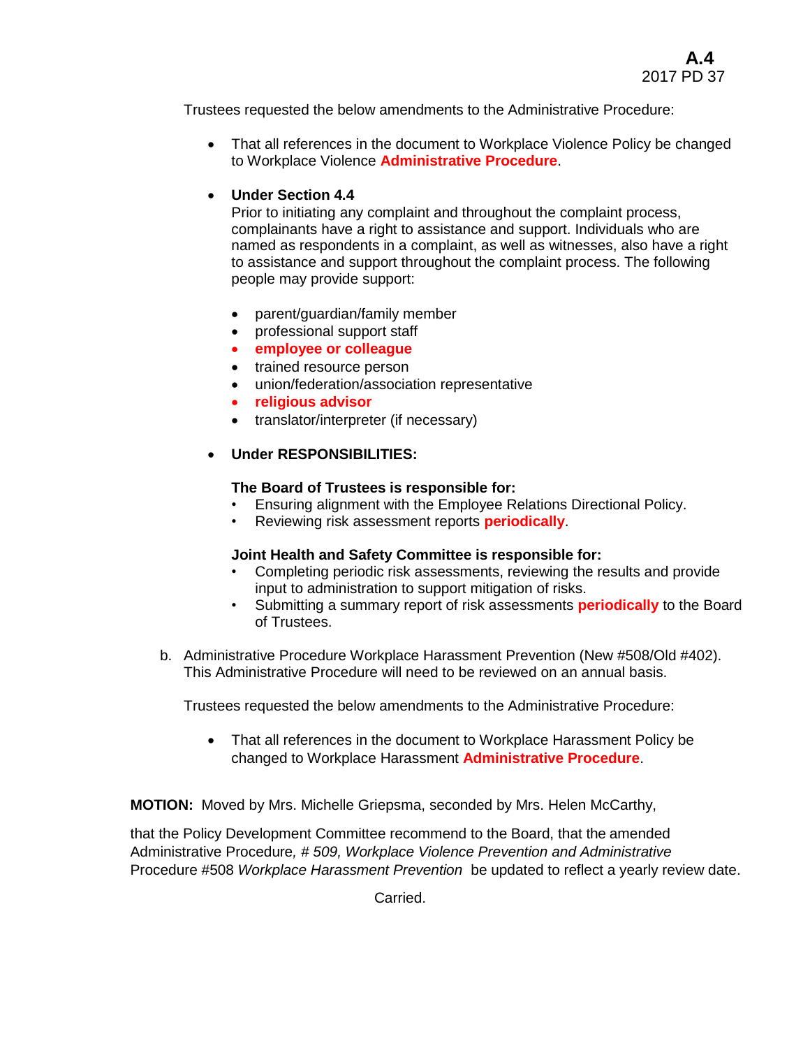Trustees requested the below amendments to the Administrative Procedure:

- That all references in the document to Workplace Violence Policy be changed to Workplace Violence **Administrative Procedure**.

- **Under Section 4.4**
  Prior to initiating any complaint and throughout the complaint process, complainants have a right to assistance and support. Individuals who are named as respondents in a complaint, as well as witnesses, also have a right to assistance and support throughout the complaint process. The following people may provide support:

  - parent/guardian/family member
  - professional support staff
  - **employee or colleague**
  - trained resource person
  - union/federation/association representative
  - **religious advisor**
  - translator/interpreter (if necessary)

- **Under RESPONSIBILITIES:**

  **The Board of Trustees is responsible for:**
  - Ensuring alignment with the Employee Relations Directional Policy.
  - Reviewing risk assessment reports **periodically**.

  **Joint Health and Safety Committee is responsible for:**
  - Completing periodic risk assessments, reviewing the results and provide input to administration to support mitigation of risks.
  - Submitting a summary report of risk assessments **periodically** to the Board of Trustees.

b. Administrative Procedure Workplace Harassment Prevention (New #508/Old #402). This Administrative Procedure will need to be reviewed on an annual basis.

Trustees requested the below amendments to the Administrative Procedure:

- That all references in the document to Workplace Harassment Policy be changed to Workplace Harassment **Administrative Procedure**.

**MOTION:** Moved by Mrs. Michelle Griepsma, seconded by Mrs. Helen McCarthy,

that the Policy Development Committee recommend to the Board, that the amended Administrative Procedure, *# 509, Workplace Violence Prevention and Administrative* Procedure #508 *Workplace Harassment Prevention* be updated to reflect a yearly review date.

Carried.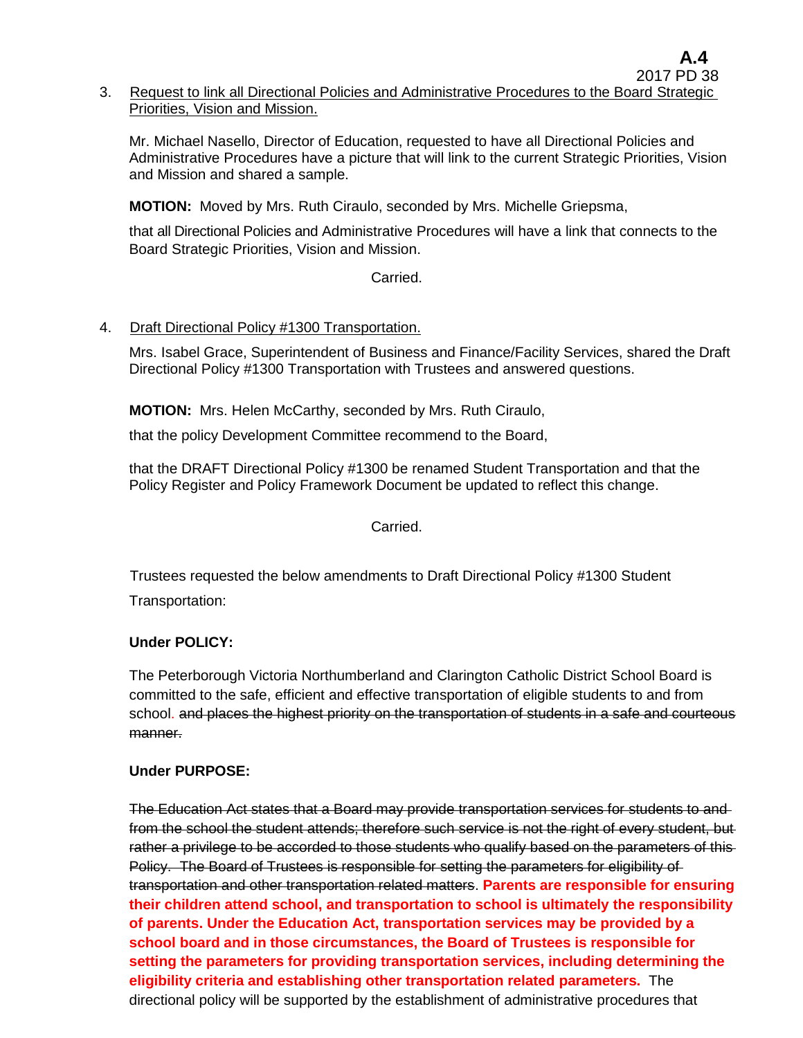3. Request to link all Directional Policies and Administrative Procedures to the Board Strategic Priorities, Vision and Mission.

Mr. Michael Nasello, Director of Education, requested to have all Directional Policies and Administrative Procedures have a picture that will link to the current Strategic Priorities, Vision and Mission and shared a sample.

**MOTION:** Moved by Mrs. Ruth Ciraulo, seconded by Mrs. Michelle Griepsma,

that all Directional Policies and Administrative Procedures will have a link that connects to the Board Strategic Priorities, Vision and Mission.

Carried.

4. Draft Directional Policy #1300 Transportation.

Mrs. Isabel Grace, Superintendent of Business and Finance/Facility Services, shared the Draft Directional Policy #1300 Transportation with Trustees and answered questions.

**MOTION:** Mrs. Helen McCarthy, seconded by Mrs. Ruth Ciraulo,

that the policy Development Committee recommend to the Board,

that the DRAFT Directional Policy #1300 be renamed Student Transportation and that the Policy Register and Policy Framework Document be updated to reflect this change.

Carried.

Trustees requested the below amendments to Draft Directional Policy #1300 Student Transportation:

**Under POLICY:**

The Peterborough Victoria Northumberland and Clarington Catholic District School Board is committed to the safe, efficient and effective transportation of eligible students to and from school. ~~and places the highest priority on the transportation of students in a safe and courteous manner.~~

**Under PURPOSE:**

~~The Education Act states that a Board may provide transportation services for students to and from the school the student attends; therefore such service is not the right of every student, but rather a privilege to be accorded to those students who qualify based on the parameters of this Policy. The Board of Trustees is responsible for setting the parameters for eligibility of transportation and other transportation related matters~~. **Parents are responsible for ensuring their children attend school, and transportation to school is ultimately the responsibility of parents. Under the Education Act, transportation services may be provided by a school board and in those circumstances, the Board of Trustees is responsible for setting the parameters for providing transportation services, including determining the eligibility criteria and establishing other transportation related parameters.** The directional policy will be supported by the establishment of administrative procedures that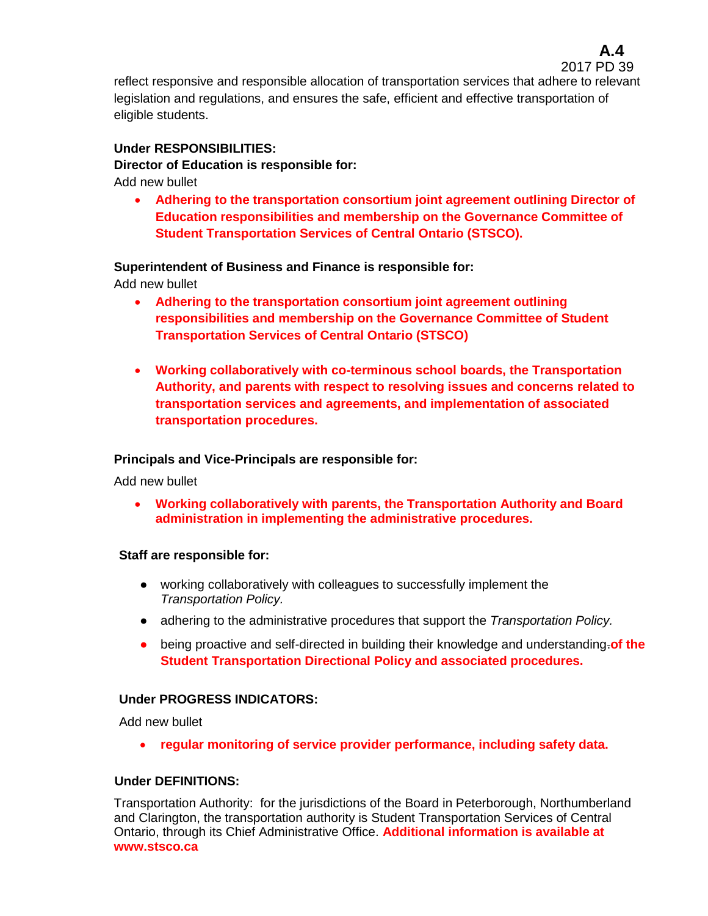reflect responsive and responsible allocation of transportation services that adhere to relevant legislation and regulations, and ensures the safe, efficient and effective transportation of eligible students.

**Under RESPONSIBILITIES:**

**Director of Education is responsible for:**

Add new bullet

- **Adhering to the transportation consortium joint agreement outlining Director of Education responsibilities and membership on the Governance Committee of Student Transportation Services of Central Ontario (STSCO).**

**Superintendent of Business and Finance is responsible for:**

Add new bullet

- **Adhering to the transportation consortium joint agreement outlining responsibilities and membership on the Governance Committee of Student Transportation Services of Central Ontario (STSCO)**

- **Working collaboratively with co-terminous school boards, the Transportation Authority, and parents with respect to resolving issues and concerns related to transportation services and agreements, and implementation of associated transportation procedures.**

**Principals and Vice-Principals are responsible for:**

Add new bullet

- **Working collaboratively with parents, the Transportation Authority and Board administration in implementing the administrative procedures.**

**Staff are responsible for:**

- working collaboratively with colleagues to successfully implement the *Transportation Policy.*
- adhering to the administrative procedures that support the *Transportation Policy.*
- being proactive and self-directed in building their knowledge and understanding. **of the Student Transportation Directional Policy and associated procedures.**

**Under PROGRESS INDICATORS:**

Add new bullet

- **regular monitoring of service provider performance, including safety data.**

**Under DEFINITIONS:**

Transportation Authority: for the jurisdictions of the Board in Peterborough, Northumberland and Clarington, the transportation authority is Student Transportation Services of Central Ontario, through its Chief Administrative Office. **Additional information is available at www.stsco.ca**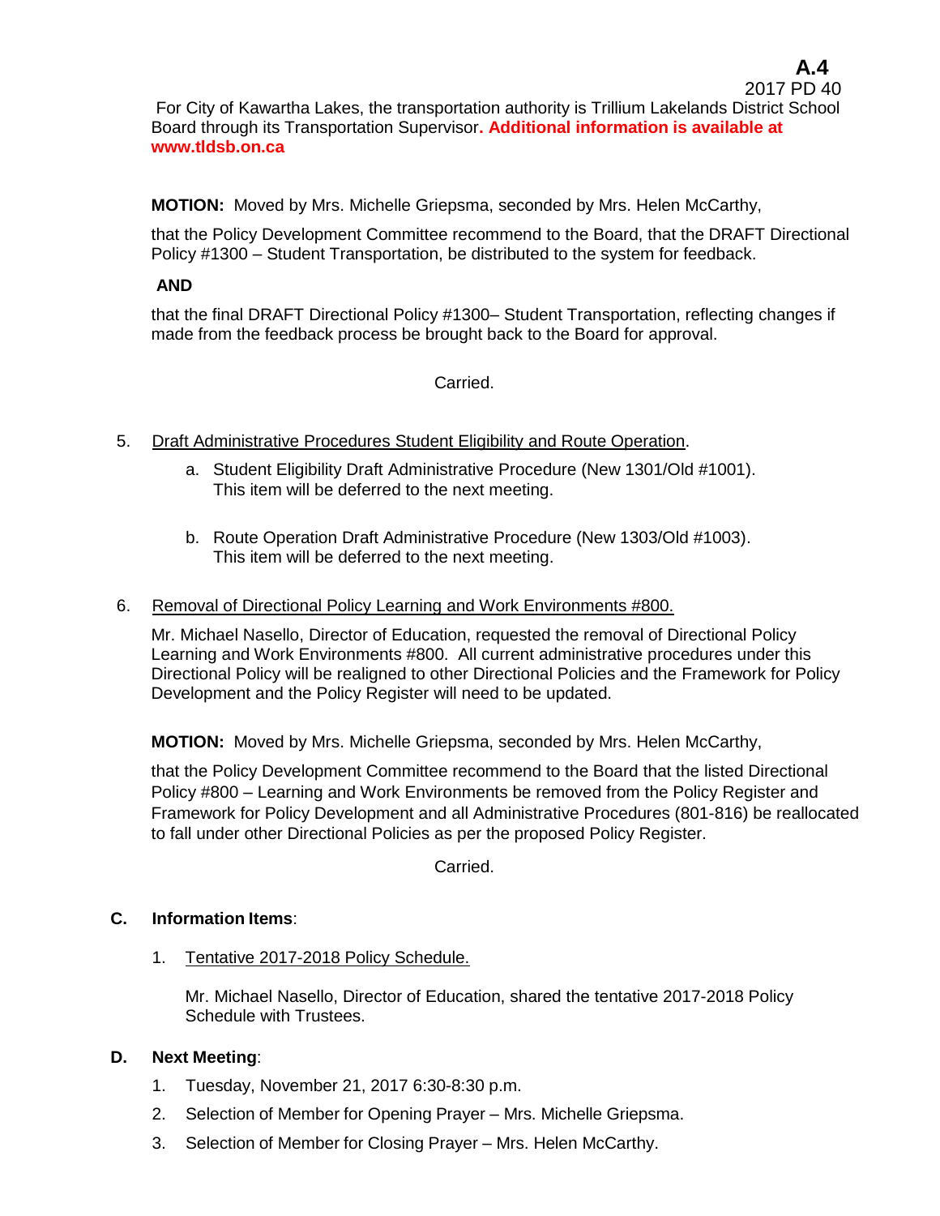For City of Kawartha Lakes, the transportation authority is Trillium Lakelands District School Board through its Transportation Supervisor**. Additional information is available at www.tldsb.on.ca**

**MOTION:** Moved by Mrs. Michelle Griepsma, seconded by Mrs. Helen McCarthy,

that the Policy Development Committee recommend to the Board, that the DRAFT Directional Policy #1300 – Student Transportation, be distributed to the system for feedback.

**AND**

that the final DRAFT Directional Policy #1300– Student Transportation, reflecting changes if made from the feedback process be brought back to the Board for approval.

Carried.

5. Draft Administrative Procedures Student Eligibility and Route Operation.

   a. Student Eligibility Draft Administrative Procedure (New 1301/Old #1001). This item will be deferred to the next meeting.

   b. Route Operation Draft Administrative Procedure (New 1303/Old #1003). This item will be deferred to the next meeting.

6. Removal of Directional Policy Learning and Work Environments #800.

   Mr. Michael Nasello, Director of Education, requested the removal of Directional Policy Learning and Work Environments #800. All current administrative procedures under this Directional Policy will be realigned to other Directional Policies and the Framework for Policy Development and the Policy Register will need to be updated.

**MOTION:** Moved by Mrs. Michelle Griepsma, seconded by Mrs. Helen McCarthy,

that the Policy Development Committee recommend to the Board that the listed Directional Policy #800 – Learning and Work Environments be removed from the Policy Register and Framework for Policy Development and all Administrative Procedures (801-816) be reallocated to fall under other Directional Policies as per the proposed Policy Register.

Carried.

## C. Information Items:

1. Tentative 2017-2018 Policy Schedule.

   Mr. Michael Nasello, Director of Education, shared the tentative 2017-2018 Policy Schedule with Trustees.

## D. Next Meeting:

1. Tuesday, November 21, 2017 6:30-8:30 p.m.
2. Selection of Member for Opening Prayer – Mrs. Michelle Griepsma.
3. Selection of Member for Closing Prayer – Mrs. Helen McCarthy.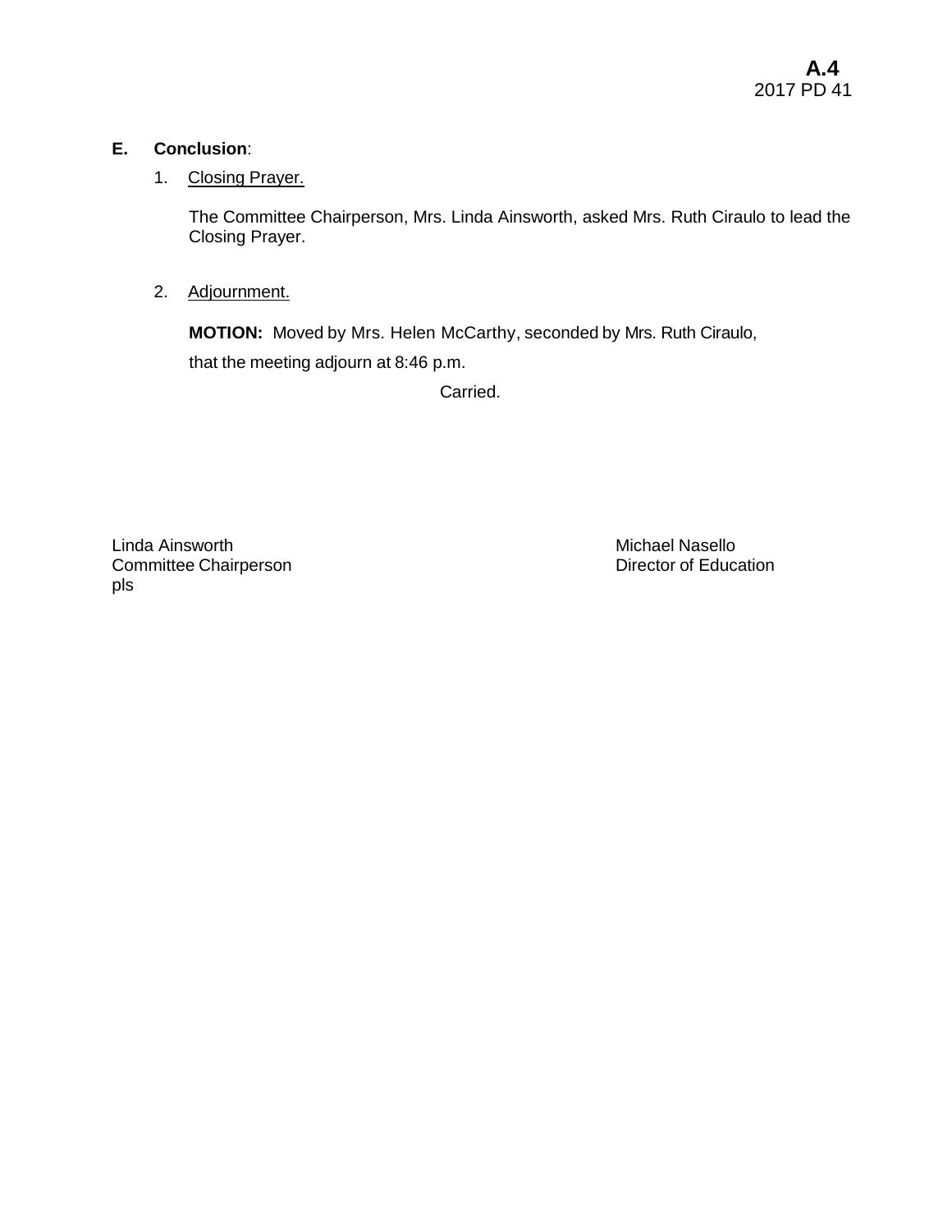**E. Conclusion**:

1. Closing Prayer.

   The Committee Chairperson, Mrs. Linda Ainsworth, asked Mrs. Ruth Ciraulo to lead the Closing Prayer.

2. Adjournment.

   **MOTION:** Moved by Mrs. Helen McCarthy, seconded by Mrs. Ruth Ciraulo,

   that the meeting adjourn at 8:46 p.m.

   Carried.

Linda Ainsworth
Committee Chairperson
pls

Michael Nasello
Director of Education